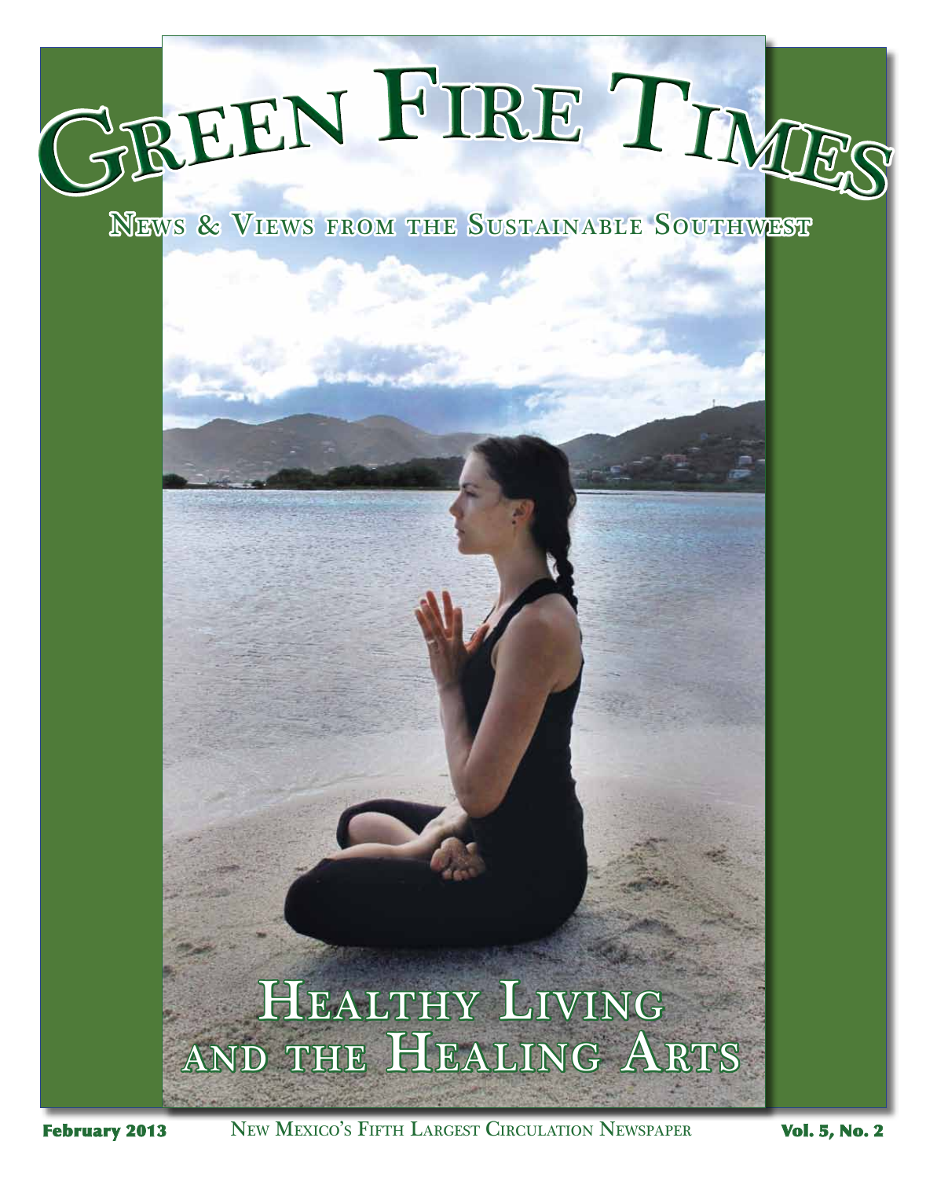# Green Fire Times

**News & Views from the Sustainable Southwest**

## Healthy Living and the Healing Arts

**February 2013** New Mexico's Fifth Largest Circulation Newspaper **Vol. 5, No. 2**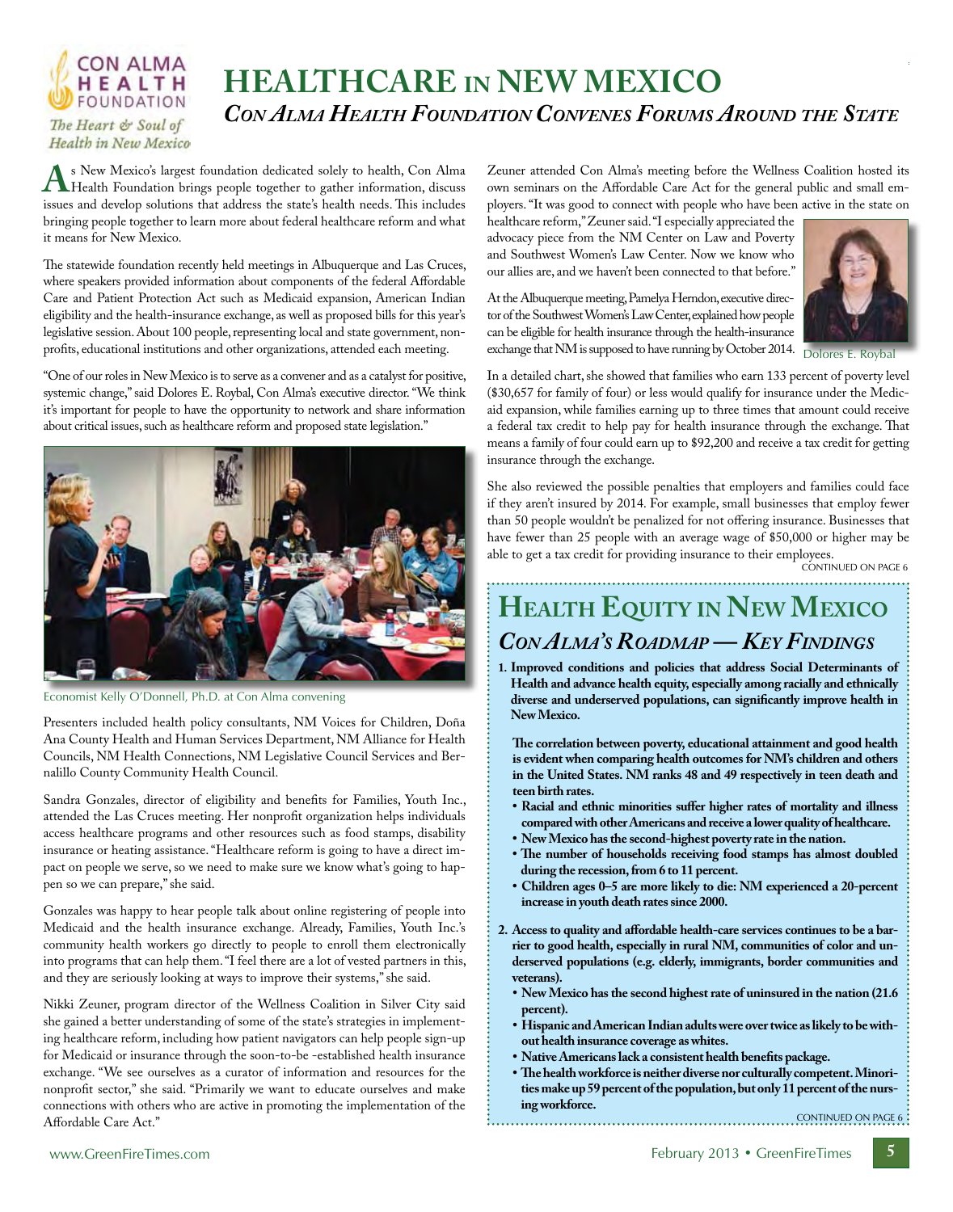# HEALTHCARE IN NEW MEXICO

## *Con Alma Health Foundation Convenes Forums Around the State*

As New Mexico's largest foundation dedicated solely to health, Con Alma Health Foundation brings people together to gather information, discuss issues and develop solutions that address the state's health needs. This includes bringing people together to learn more about federal healthcare reform and what it means for New Mexico.

The statewide foundation recently held meetings in Albuquerque and Las Cruces, where speakers provided information about components of the federal Affordable Care and Patient Protection Act such as Medicaid expansion, American Indian eligibility and the health-insurance exchange, as well as proposed bills for this year's legislative session. About 100 people, representing local and state government, nonprofits, educational institutions and other organizations, attended each meeting.

"One of our roles in New Mexico is to serve as a convener and as a catalyst for positive, systemic change," said Dolores E. Roybal, Con Alma's executive director. "We think it's important for people to have the opportunity to network and share information about critical issues, such as healthcare reform and proposed state legislation."

Economist Kelly O'Donnell, Ph.D. at Con Alma convening

Presenters included health policy consultants, NM Voices for Children, Doña Ana County Health and Human Services Department, NM Alliance for Health Councils, NM Health Connections, NM Legislative Council Services and Bernalillo County Community Health Council.

Sandra Gonzales, director of eligibility and benefits for Families, Youth Inc., attended the Las Cruces meeting. Her nonprofit organization helps individuals access healthcare programs and other resources such as food stamps, disability insurance or heating assistance. "Healthcare reform is going to have a direct impact on people we serve, so we need to make sure we know what's going to happen so we can prepare," she said.

Gonzales was happy to hear people talk about online registering of people into Medicaid and the health insurance exchange. Already, Families, Youth Inc.'s community health workers go directly to people to enroll them electronically into programs that can help them. "I feel there are a lot of vested partners in this, and they are seriously looking at ways to improve their systems," she said.

Nikki Zeuner, program director of the Wellness Coalition in Silver City said she gained a better understanding of some of the state's strategies in implementing healthcare reform, including how patient navigators can help people sign-up for Medicaid or insurance through the soon-to-be -established health insurance exchange. "We see ourselves as a curator of information and resources for the nonprofit sector," she said. "Primarily we want to educate ourselves and make connections with others who are active in promoting the implementation of the Affordable Care Act."

Zeuner attended Con Alma's meeting before the Wellness Coalition hosted its own seminars on the Affordable Care Act for the general public and small employers. "It was good to connect with people who have been active in the state on healthcare reform," Zeuner said. "I especially appreciated the advocacy piece from the NM Center on Law and Poverty and Southwest Women's Law Center. Now we know who our allies are, and we haven't been connected to that before."

At the Albuquerque meeting, Pamelya Herndon, executive director of the Southwest Women's Law Center, explained how people can be eligible for health insurance through the health-insurance exchange that NM is supposed to have running by October 2014.

Dolores E. Roybal

In a detailed chart, she showed that families who earn 133 percent of poverty level ($30,657 for family of four) or less would qualify for insurance under the Medicaid expansion, while families earning up to three times that amount could receive a federal tax credit to help pay for health insurance through the exchange. That means a family of four could earn up to $92,200 and receive a tax credit for getting insurance through the exchange.

She also reviewed the possible penalties that employers and families could face if they aren't insured by 2014. For example, small businesses that employ fewer than 50 people wouldn't be penalized for not offering insurance. Businesses that have fewer than 25 people with an average wage of $50,000 or higher may be able to get a tax credit for providing insurance to their employees.

CONTINUED ON PAGE 6

## Health Equity in New Mexico

### *Con Alma's Roadmap — Key Findings*

**1. Improved conditions and policies that address Social Determinants of Health and advance health equity, especially among racially and ethnically diverse and underserved populations, can significantly improve health in New Mexico.**

**The correlation between poverty, educational attainment and good health is evident when comparing health outcomes for NM's children and others in the United States. NM ranks 48 and 49 respectively in teen death and teen birth rates.**

- **Racial and ethnic minorities suffer higher rates of mortality and illness compared with other Americans and receive a lower quality of healthcare.**
- **New Mexico has the second-highest poverty rate in the nation.**
- **The number of households receiving food stamps has almost doubled during the recession, from 6 to 11 percent.**
- **Children ages 0–5 are more likely to die: NM experienced a 20-percent increase in youth death rates since 2000.**

**2. Access to quality and affordable health-care services continues to be a barrier to good health, especially in rural NM, communities of color and underserved populations (e.g. elderly, immigrants, border communities and veterans).**

- **New Mexico has the second highest rate of uninsured in the nation (21.6 percent).**
- **Hispanic and American Indian adults were over twice as likely to be without health insurance coverage as whites.**
- **Native Americans lack a consistent health benefits package.**
- **The health workforce is neither diverse nor culturally competent. Minorities make up 59 percent of the population, but only 11 percent of the nursing workforce.**

CONTINUED ON PAGE 6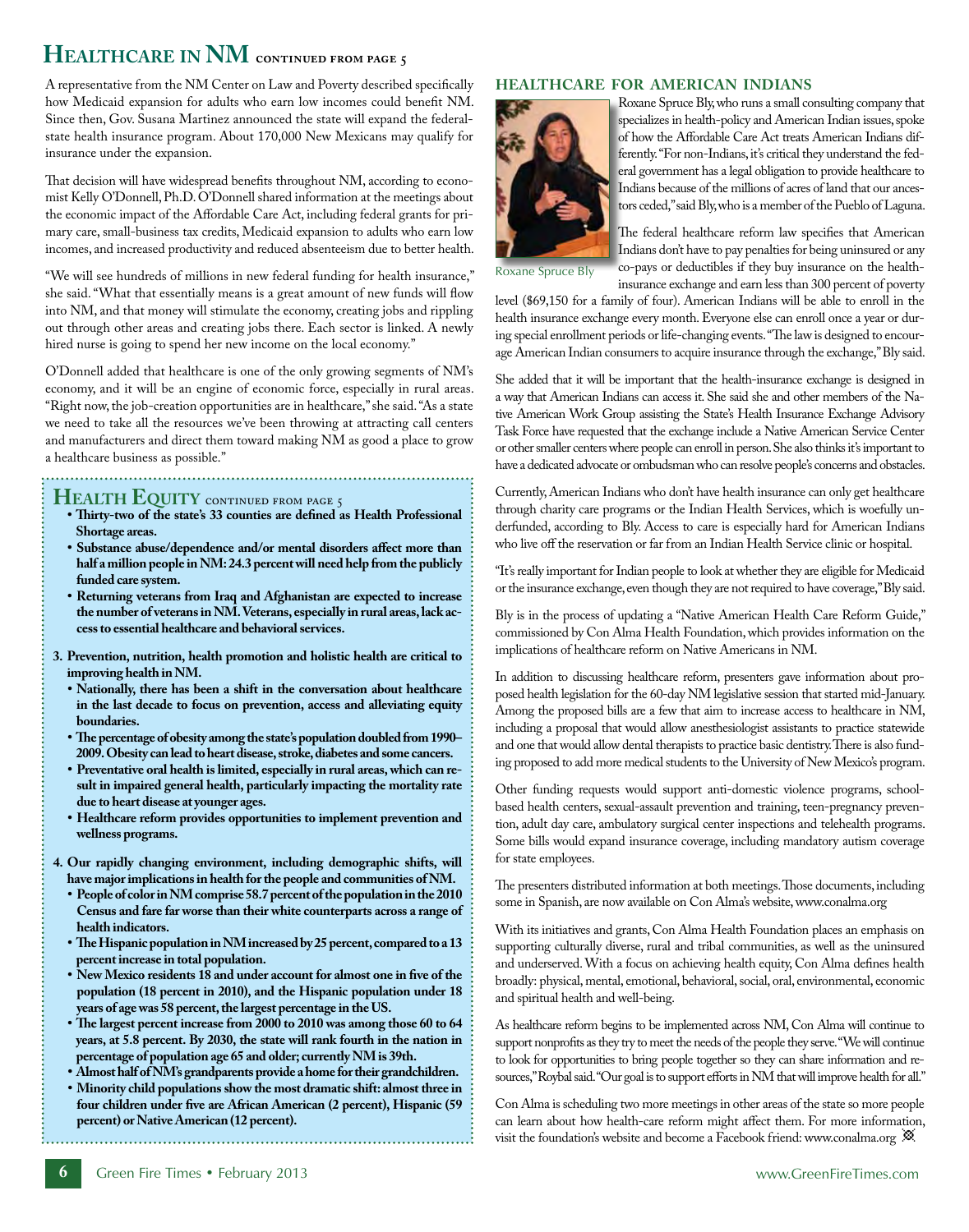# Healthcare in NM continued from page 5

A representative from the NM Center on Law and Poverty described specifically how Medicaid expansion for adults who earn low incomes could benefit NM. Since then, Gov. Susana Martinez announced the state will expand the federal-state health insurance program. About 170,000 New Mexicans may qualify for insurance under the expansion.

That decision will have widespread benefits throughout NM, according to economist Kelly O'Donnell, Ph.D. O'Donnell shared information at the meetings about the economic impact of the Affordable Care Act, including federal grants for primary care, small-business tax credits, Medicaid expansion to adults who earn low incomes, and increased productivity and reduced absenteeism due to better health.

"We will see hundreds of millions in new federal funding for health insurance," she said. "What that essentially means is a great amount of new funds will flow into NM, and that money will stimulate the economy, creating jobs and rippling out through other areas and creating jobs there. Each sector is linked. A newly hired nurse is going to spend her new income on the local economy."

O'Donnell added that healthcare is one of the only growing segments of NM's economy, and it will be an engine of economic force, especially in rural areas. "Right now, the job-creation opportunities are in healthcare," she said. "As a state we need to take all the resources we've been throwing at attracting call centers and manufacturers and direct them toward making NM as good a place to grow a healthcare business as possible."

## Health Equity continued from page 5

- **Thirty-two of the state's 33 counties are defined as Health Professional Shortage areas.**
- **Substance abuse/dependence and/or mental disorders affect more than half a million people in NM: 24.3 percent will need help from the publicly funded care system.**
- **Returning veterans from Iraq and Afghanistan are expected to increase the number of veterans in NM. Veterans, especially in rural areas, lack access to essential healthcare and behavioral services.**

**3. Prevention, nutrition, health promotion and holistic health are critical to improving health in NM.**

- **Nationally, there has been a shift in the conversation about healthcare in the last decade to focus on prevention, access and alleviating equity boundaries.**
- **The percentage of obesity among the state's population doubled from 1990–2009. Obesity can lead to heart disease, stroke, diabetes and some cancers.**
- **Preventative oral health is limited, especially in rural areas, which can result in impaired general health, particularly impacting the mortality rate due to heart disease at younger ages.**
- **Healthcare reform provides opportunities to implement prevention and wellness programs.**

**4. Our rapidly changing environment, including demographic shifts, will have major implications in health for the people and communities of NM.**

- **People of color in NM comprise 58.7 percent of the population in the 2010 Census and fare far worse than their white counterparts across a range of health indicators.**
- **The Hispanic population in NM increased by 25 percent, compared to a 13 percent increase in total population.**
- **New Mexico residents 18 and under account for almost one in five of the population (18 percent in 2010), and the Hispanic population under 18 years of age was 58 percent, the largest percentage in the US.**
- **The largest percent increase from 2000 to 2010 was among those 60 to 64 years, at 5.8 percent. By 2030, the state will rank fourth in the nation in percentage of population age 65 and older; currently NM is 39th.**
- **Almost half of NM's grandparents provide a home for their grandchildren.**
- **Minority child populations show the most dramatic shift: almost three in four children under five are African American (2 percent), Hispanic (59 percent) or Native American (12 percent).**

## Healthcare for American Indians

Roxane Spruce Bly

Roxane Spruce Bly, who runs a small consulting company that specializes in health-policy and American Indian issues, spoke of how the Affordable Care Act treats American Indians differently. "For non-Indians, it's critical they understand the federal government has a legal obligation to provide healthcare to Indians because of the millions of acres of land that our ancestors ceded," said Bly, who is a member of the Pueblo of Laguna.

The federal healthcare reform law specifies that American Indians don't have to pay penalties for being uninsured or any co-pays or deductibles if they buy insurance on the health-insurance exchange and earn less than 300 percent of poverty level ($69,150 for a family of four). American Indians will be able to enroll in the health insurance exchange every month. Everyone else can enroll once a year or during special enrollment periods or life-changing events. "The law is designed to encourage American Indian consumers to acquire insurance through the exchange," Bly said.

She added that it will be important that the health-insurance exchange is designed in a way that American Indians can access it. She said she and other members of the Native American Work Group assisting the State's Health Insurance Exchange Advisory Task Force have requested that the exchange include a Native American Service Center or other smaller centers where people can enroll in person. She also thinks it's important to have a dedicated advocate or ombudsman who can resolve people's concerns and obstacles.

Currently, American Indians who don't have health insurance can only get healthcare through charity care programs or the Indian Health Services, which is woefully underfunded, according to Bly. Access to care is especially hard for American Indians who live off the reservation or far from an Indian Health Service clinic or hospital.

"It's really important for Indian people to look at whether they are eligible for Medicaid or the insurance exchange, even though they are not required to have coverage," Bly said.

Bly is in the process of updating a "Native American Health Care Reform Guide," commissioned by Con Alma Health Foundation, which provides information on the implications of healthcare reform on Native Americans in NM.

In addition to discussing healthcare reform, presenters gave information about proposed health legislation for the 60-day NM legislative session that started mid-January. Among the proposed bills are a few that aim to increase access to healthcare in NM, including a proposal that would allow anesthesiologist assistants to practice statewide and one that would allow dental therapists to practice basic dentistry. There is also funding proposed to add more medical students to the University of New Mexico's program.

Other funding requests would support anti-domestic violence programs, school-based health centers, sexual-assault prevention and training, teen-pregnancy prevention, adult day care, ambulatory surgical center inspections and telehealth programs. Some bills would expand insurance coverage, including mandatory autism coverage for state employees.

The presenters distributed information at both meetings. Those documents, including some in Spanish, are now available on Con Alma's website, www.conalma.org

With its initiatives and grants, Con Alma Health Foundation places an emphasis on supporting culturally diverse, rural and tribal communities, as well as the uninsured and underserved. With a focus on achieving health equity, Con Alma defines health broadly: physical, mental, emotional, behavioral, social, oral, environmental, economic and spiritual health and well-being.

As healthcare reform begins to be implemented across NM, Con Alma will continue to support nonprofits as they try to meet the needs of the people they serve. "We will continue to look for opportunities to bring people together so they can share information and resources," Roybal said. "Our goal is to support efforts in NM that will improve health for all."

Con Alma is scheduling two more meetings in other areas of the state so more people can learn about how health-care reform might affect them. For more information, visit the foundation's website and become a Facebook friend: www.conalma.org